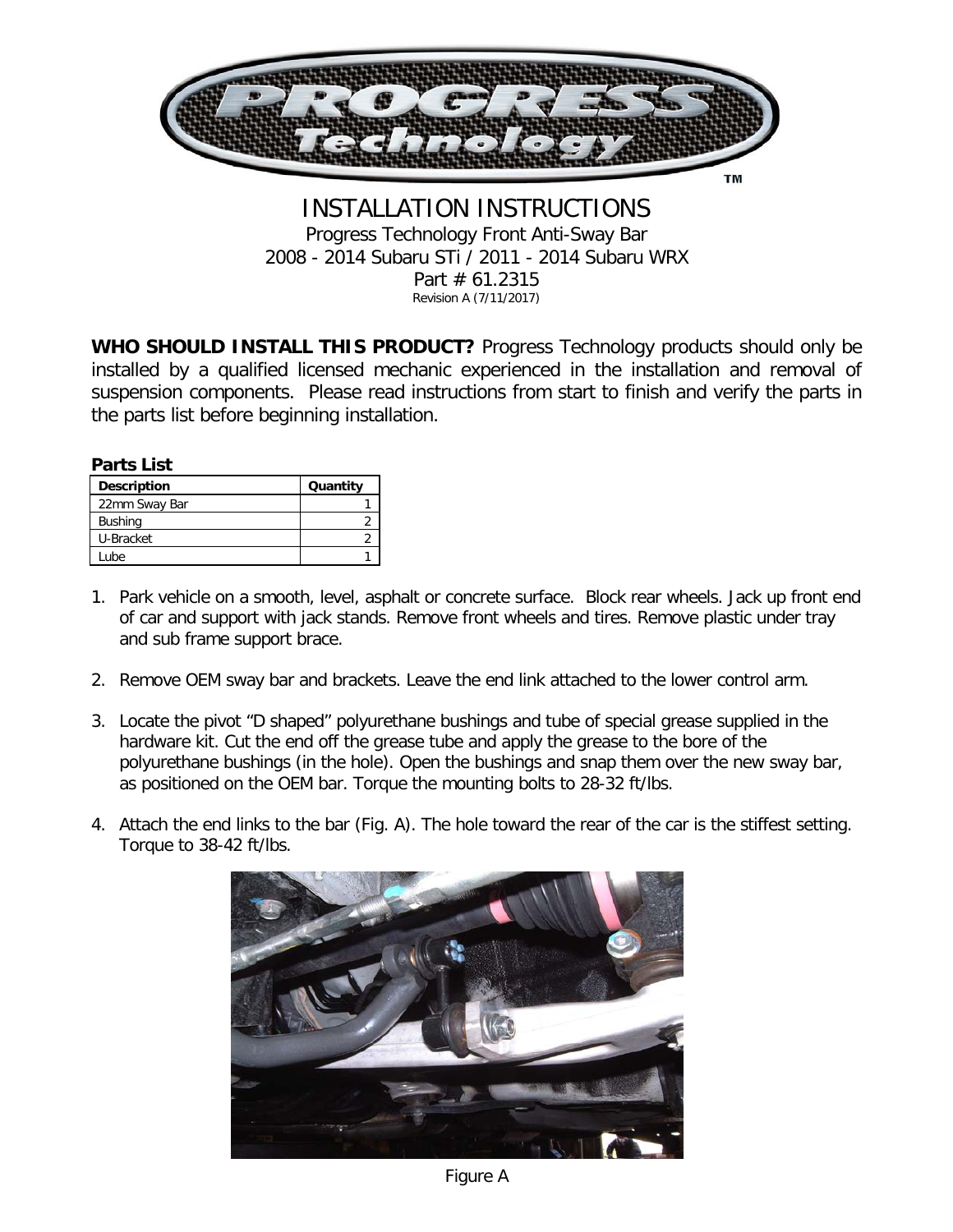# INSTALLATION INSTRUCTIONS

Progress Technology Front Anti-Sway Bar
2008 - 2014 Subaru STi / 2011 - 2014 Subaru WRX
Part # 61.2315
Revision A (7/11/2017)

**WHO SHOULD INSTALL THIS PRODUCT?** Progress Technology products should only be installed by a qualified licensed mechanic experienced in the installation and removal of suspension components. Please read instructions from start to finish and verify the parts in the parts list before beginning installation.

**Parts List**

| Description | Quantity |
|---|---|
| 22mm Sway Bar | 1 |
| Bushing | 2 |
| U-Bracket | 2 |
| Lube | 1 |

1. Park vehicle on a smooth, level, asphalt or concrete surface. Block rear wheels. Jack up front end of car and support with jack stands. Remove front wheels and tires. Remove plastic under tray and sub frame support brace.

2. Remove OEM sway bar and brackets. Leave the end link attached to the lower control arm.

3. Locate the pivot "D shaped" polyurethane bushings and tube of special grease supplied in the hardware kit. Cut the end off the grease tube and apply the grease to the bore of the polyurethane bushings (in the hole). Open the bushings and snap them over the new sway bar, as positioned on the OEM bar. Torque the mounting bolts to 28-32 ft/lbs.

4. Attach the end links to the bar (Fig. A). The hole toward the rear of the car is the stiffest setting. Torque to 38-42 ft/lbs.

Figure A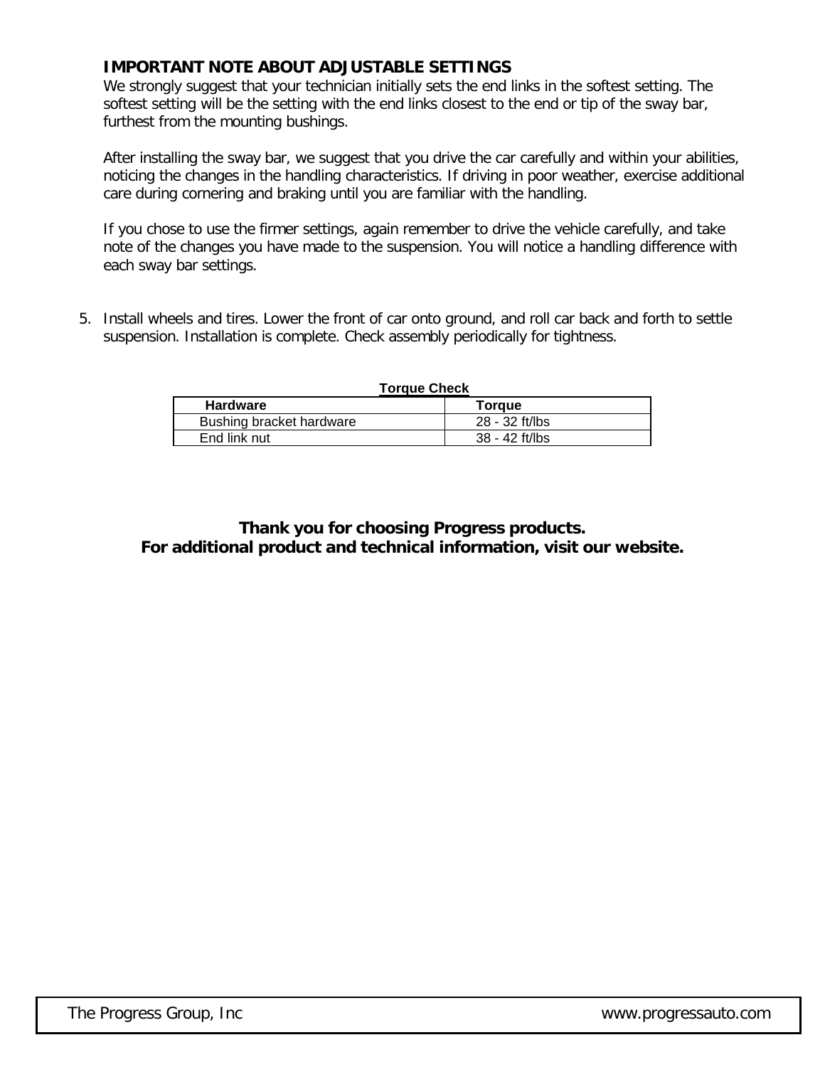## IMPORTANT NOTE ABOUT ADJUSTABLE SETTINGS

We strongly suggest that your technician initially sets the end links in the softest setting. The softest setting will be the setting with the end links closest to the end or tip of the sway bar, furthest from the mounting bushings.

After installing the sway bar, we suggest that you drive the car carefully and within your abilities, noticing the changes in the handling characteristics. If driving in poor weather, exercise additional care during cornering and braking until you are familiar with the handling.

If you chose to use the firmer settings, again remember to drive the vehicle carefully, and take note of the changes you have made to the suspension. You will notice a handling difference with each sway bar settings.

5. Install wheels and tires. Lower the front of car onto ground, and roll car back and forth to settle suspension. Installation is complete. Check assembly periodically for tightness.

**Torque Check**

| Hardware | Torque |
|---|---|
| Bushing bracket hardware | 28 - 32 ft/lbs |
| End link nut | 38 - 42 ft/lbs |

**Thank you for choosing Progress products.**
**For additional product and technical information, visit our website.**

The Progress Group, Inc www.progressauto.com